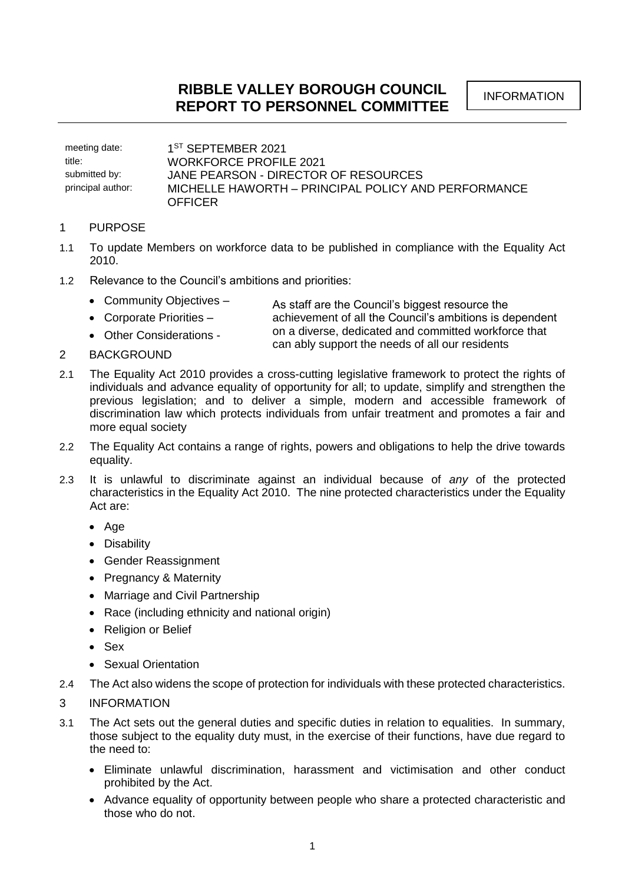# RIBBLE VALLEY BOROUGH COUNCIL
# REPORT TO PERSONNEL COMMITTEE

INFORMATION

| | |
|---|---|
| meeting date: | 1ST SEPTEMBER 2021 |
| title: | WORKFORCE PROFILE 2021 |
| submitted by: | JANE PEARSON - DIRECTOR OF RESOURCES |
| principal author: | MICHELLE HAWORTH – PRINCIPAL POLICY AND PERFORMANCE OFFICER |

## 1 PURPOSE

1.1 To update Members on workforce data to be published in compliance with the Equality Act 2010.

1.2 Relevance to the Council's ambitions and priorities:

- Community Objectives –
- Corporate Priorities –
- Other Considerations -

As staff are the Council's biggest resource the achievement of all the Council's ambitions is dependent on a diverse, dedicated and committed workforce that can ably support the needs of all our residents

## 2 BACKGROUND

2.1 The Equality Act 2010 provides a cross-cutting legislative framework to protect the rights of individuals and advance equality of opportunity for all; to update, simplify and strengthen the previous legislation; and to deliver a simple, modern and accessible framework of discrimination law which protects individuals from unfair treatment and promotes a fair and more equal society

2.2 The Equality Act contains a range of rights, powers and obligations to help the drive towards equality.

2.3 It is unlawful to discriminate against an individual because of *any* of the protected characteristics in the Equality Act 2010. The nine protected characteristics under the Equality Act are:

- Age
- Disability
- Gender Reassignment
- Pregnancy & Maternity
- Marriage and Civil Partnership
- Race (including ethnicity and national origin)
- Religion or Belief
- Sex
- Sexual Orientation

2.4 The Act also widens the scope of protection for individuals with these protected characteristics.

## 3 INFORMATION

3.1 The Act sets out the general duties and specific duties in relation to equalities. In summary, those subject to the equality duty must, in the exercise of their functions, have due regard to the need to:

- Eliminate unlawful discrimination, harassment and victimisation and other conduct prohibited by the Act.
- Advance equality of opportunity between people who share a protected characteristic and those who do not.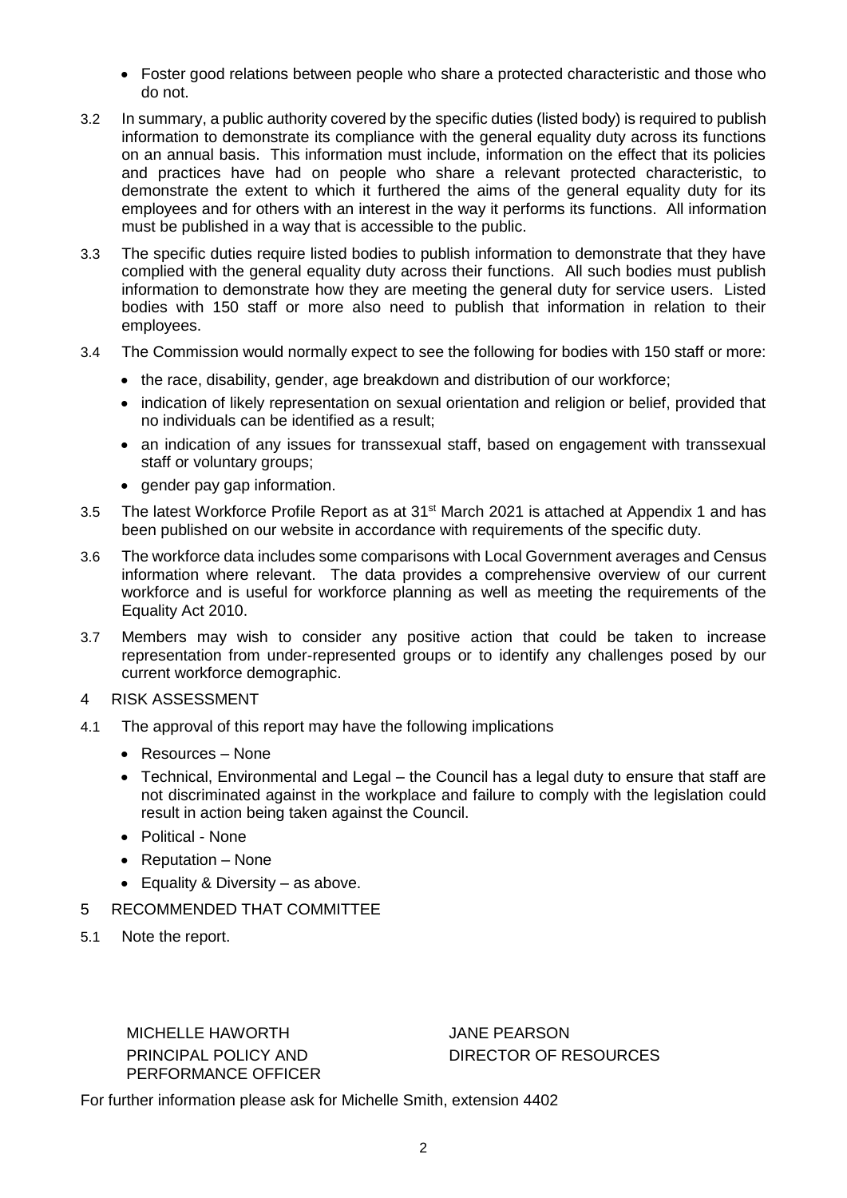- Foster good relations between people who share a protected characteristic and those who do not.

3.2 In summary, a public authority covered by the specific duties (listed body) is required to publish information to demonstrate its compliance with the general equality duty across its functions on an annual basis. This information must include, information on the effect that its policies and practices have had on people who share a relevant protected characteristic, to demonstrate the extent to which it furthered the aims of the general equality duty for its employees and for others with an interest in the way it performs its functions. All information must be published in a way that is accessible to the public.

3.3 The specific duties require listed bodies to publish information to demonstrate that they have complied with the general equality duty across their functions. All such bodies must publish information to demonstrate how they are meeting the general duty for service users. Listed bodies with 150 staff or more also need to publish that information in relation to their employees.

3.4 The Commission would normally expect to see the following for bodies with 150 staff or more:

- the race, disability, gender, age breakdown and distribution of our workforce;
- indication of likely representation on sexual orientation and religion or belief, provided that no individuals can be identified as a result;
- an indication of any issues for transsexual staff, based on engagement with transsexual staff or voluntary groups;
- gender pay gap information.

3.5 The latest Workforce Profile Report as at 31st March 2021 is attached at Appendix 1 and has been published on our website in accordance with requirements of the specific duty.

3.6 The workforce data includes some comparisons with Local Government averages and Census information where relevant. The data provides a comprehensive overview of our current workforce and is useful for workforce planning as well as meeting the requirements of the Equality Act 2010.

3.7 Members may wish to consider any positive action that could be taken to increase representation from under-represented groups or to identify any challenges posed by our current workforce demographic.

## 4 RISK ASSESSMENT

4.1 The approval of this report may have the following implications

- Resources – None
- Technical, Environmental and Legal – the Council has a legal duty to ensure that staff are not discriminated against in the workplace and failure to comply with the legislation could result in action being taken against the Council.
- Political - None
- Reputation – None
- Equality & Diversity – as above.

## 5 RECOMMENDED THAT COMMITTEE

5.1 Note the report.

MICHELLE HAWORTH
PRINCIPAL POLICY AND PERFORMANCE OFFICER

JANE PEARSON
DIRECTOR OF RESOURCES

For further information please ask for Michelle Smith, extension 4402